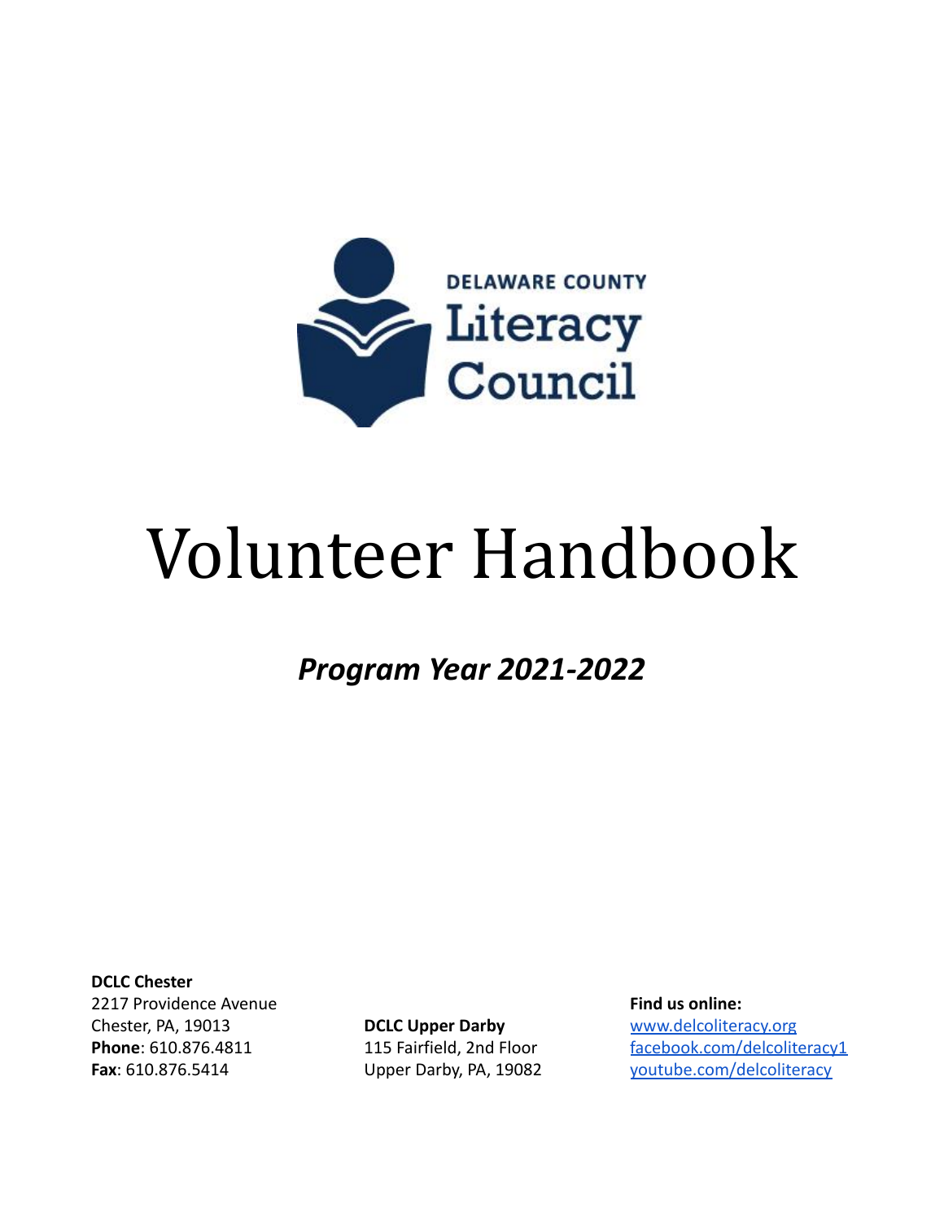DELAWARE COUNTY

Literacy

Council

# Volunteer Handbook

***Program Year 2021-2022***

**DCLC Chester**
2217 Providence Avenue
Chester, PA, 19013
**Phone**: 610.876.4811
**Fax**: 610.876.5414

**DCLC Upper Darby**
115 Fairfield, 2nd Floor
Upper Darby, PA, 19082

**Find us online:**
www.delcoliteracy.org
facebook.com/delcoliteracy1
youtube.com/delcoliteracy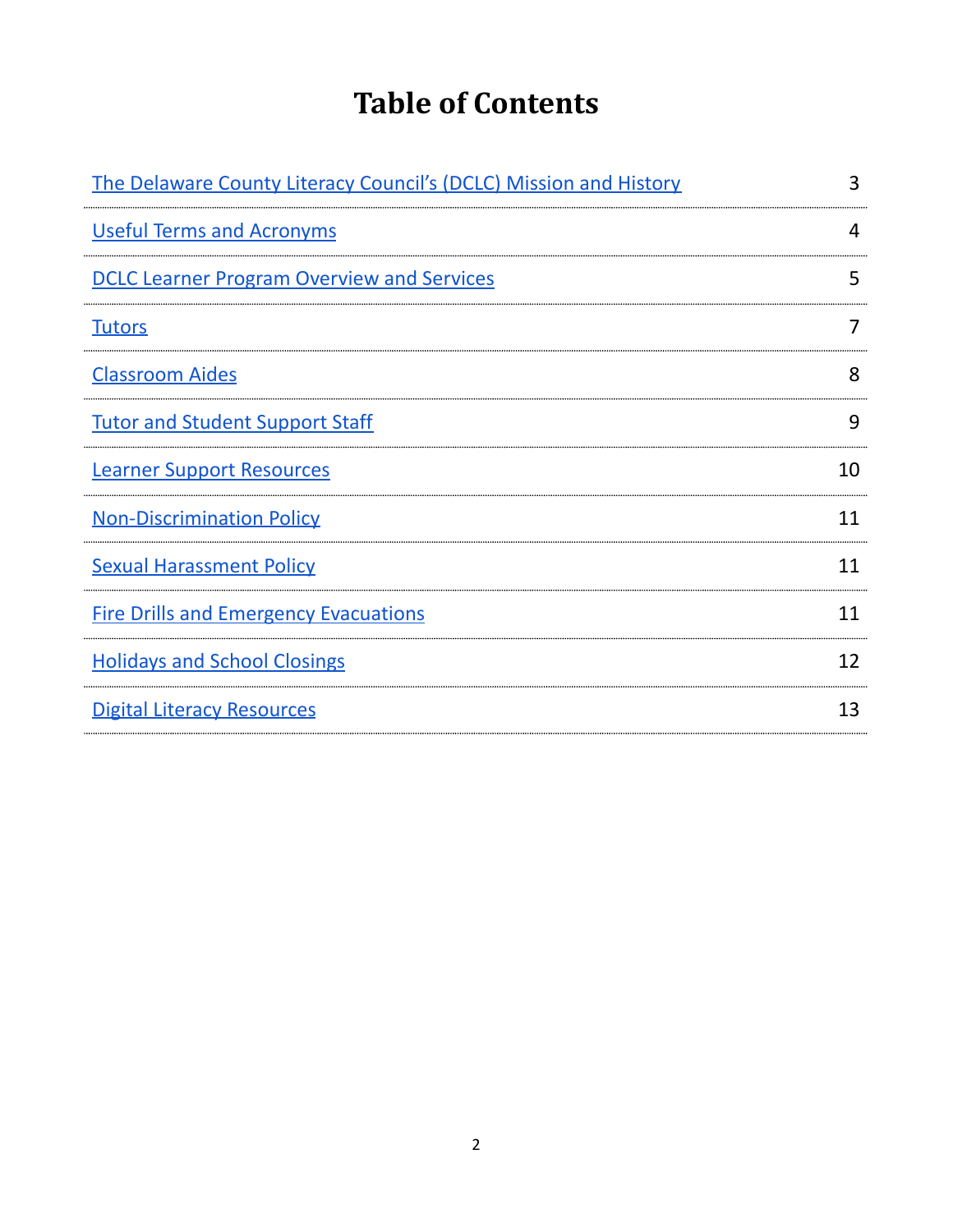# Table of Contents

| | |
|---|---|
| The Delaware County Literacy Council's (DCLC) Mission and History | 3 |
| Useful Terms and Acronyms | 4 |
| DCLC Learner Program Overview and Services | 5 |
| Tutors | 7 |
| Classroom Aides | 8 |
| Tutor and Student Support Staff | 9 |
| Learner Support Resources | 10 |
| Non-Discrimination Policy | 11 |
| Sexual Harassment Policy | 11 |
| Fire Drills and Emergency Evacuations | 11 |
| Holidays and School Closings | 12 |
| Digital Literacy Resources | 13 |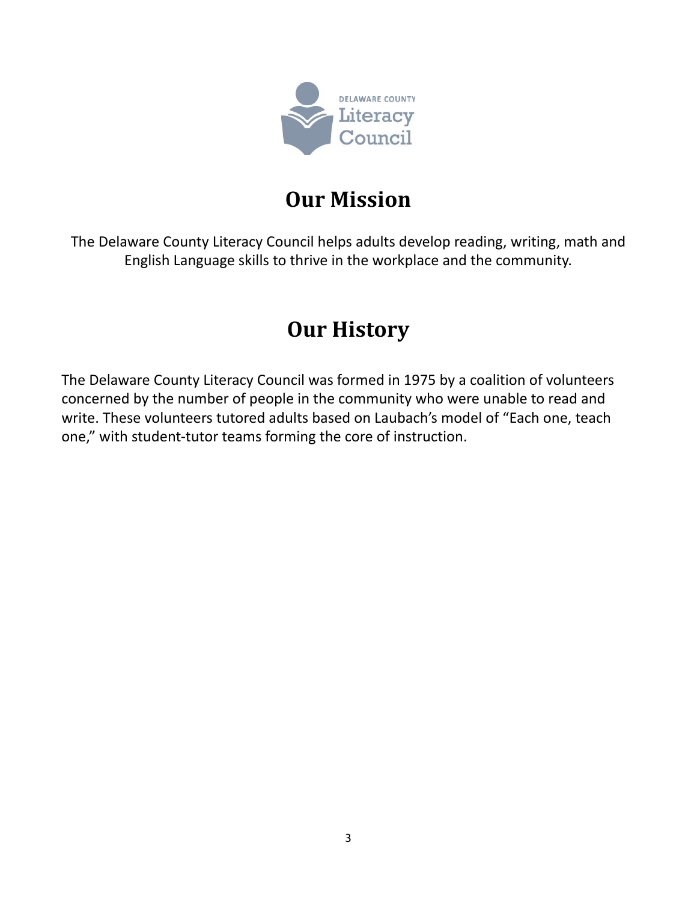DELAWARE COUNTY Literacy Council

## Our Mission

The Delaware County Literacy Council helps adults develop reading, writing, math and English Language skills to thrive in the workplace and the community.

## Our History

The Delaware County Literacy Council was formed in 1975 by a coalition of volunteers concerned by the number of people in the community who were unable to read and write. These volunteers tutored adults based on Laubach's model of "Each one, teach one," with student-tutor teams forming the core of instruction.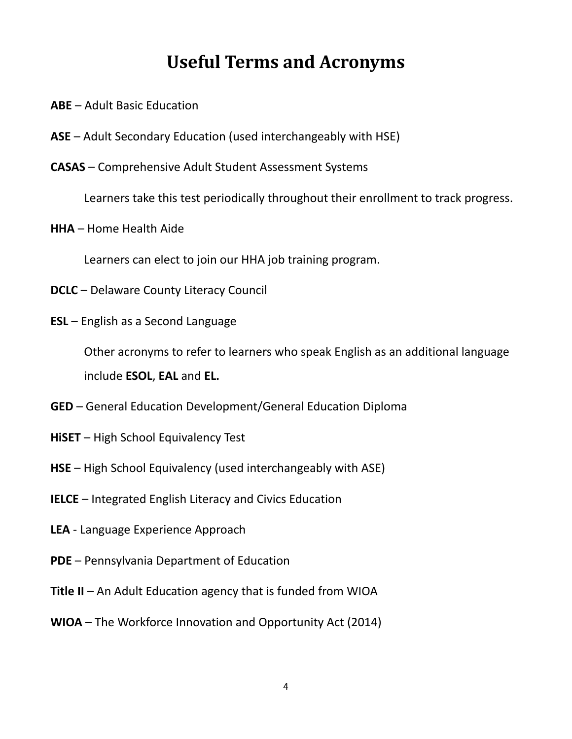# Useful Terms and Acronyms

**ABE** – Adult Basic Education

**ASE** – Adult Secondary Education (used interchangeably with HSE)

**CASAS** – Comprehensive Adult Student Assessment Systems

> Learners take this test periodically throughout their enrollment to track progress.

**HHA** – Home Health Aide

> Learners can elect to join our HHA job training program.

**DCLC** – Delaware County Literacy Council

**ESL** – English as a Second Language

> Other acronyms to refer to learners who speak English as an additional language include **ESOL**, **EAL** and **EL.**

**GED** – General Education Development/General Education Diploma

**HiSET** – High School Equivalency Test

**HSE** – High School Equivalency (used interchangeably with ASE)

**IELCE** – Integrated English Literacy and Civics Education

**LEA** - Language Experience Approach

**PDE** – Pennsylvania Department of Education

**Title II** – An Adult Education agency that is funded from WIOA

**WIOA** – The Workforce Innovation and Opportunity Act (2014)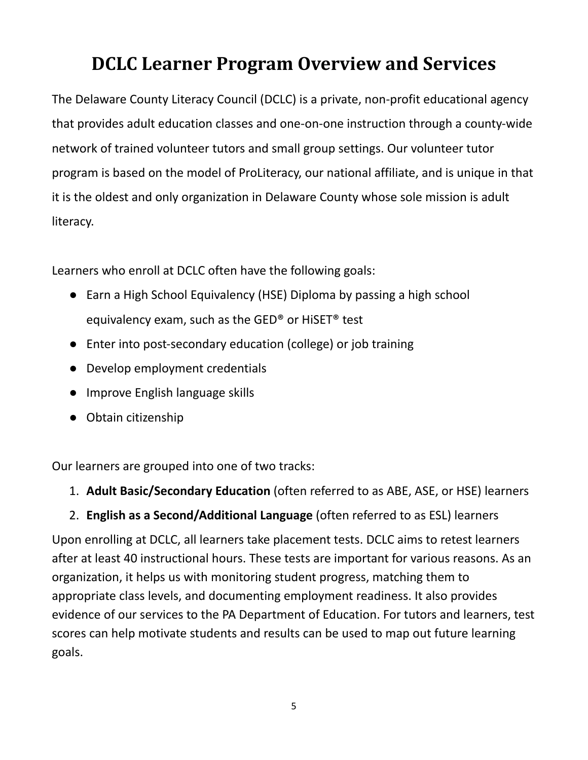# DCLC Learner Program Overview and Services

The Delaware County Literacy Council (DCLC) is a private, non-profit educational agency that provides adult education classes and one-on-one instruction through a county-wide network of trained volunteer tutors and small group settings. Our volunteer tutor program is based on the model of ProLiteracy, our national affiliate, and is unique in that it is the oldest and only organization in Delaware County whose sole mission is adult literacy.

Learners who enroll at DCLC often have the following goals:

- Earn a High School Equivalency (HSE) Diploma by passing a high school equivalency exam, such as the GED® or HiSET® test
- Enter into post-secondary education (college) or job training
- Develop employment credentials
- Improve English language skills
- Obtain citizenship

Our learners are grouped into one of two tracks:

1. **Adult Basic/Secondary Education** (often referred to as ABE, ASE, or HSE) learners
2. **English as a Second/Additional Language** (often referred to as ESL) learners

Upon enrolling at DCLC, all learners take placement tests. DCLC aims to retest learners after at least 40 instructional hours. These tests are important for various reasons. As an organization, it helps us with monitoring student progress, matching them to appropriate class levels, and documenting employment readiness. It also provides evidence of our services to the PA Department of Education. For tutors and learners, test scores can help motivate students and results can be used to map out future learning goals.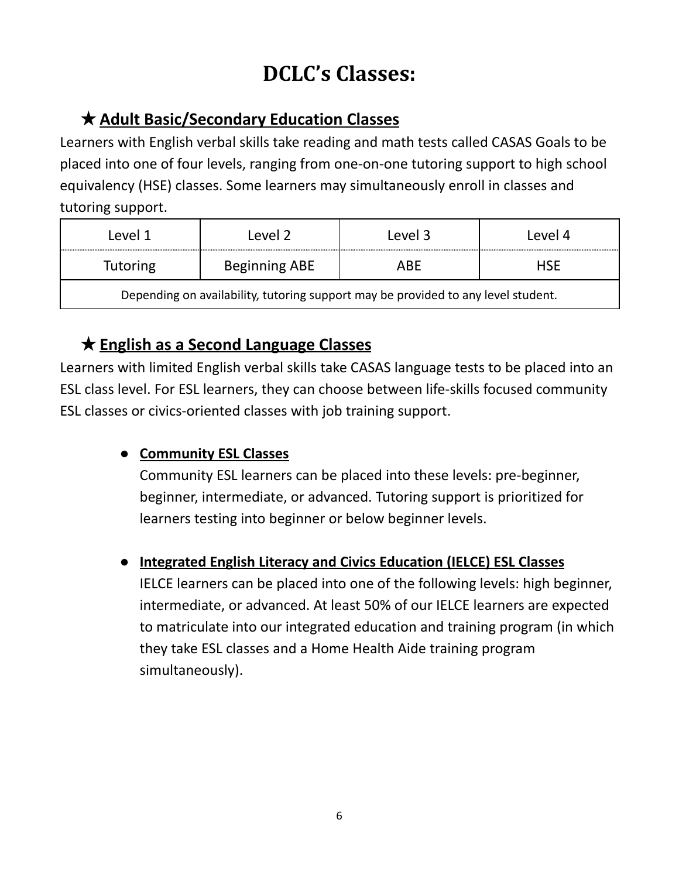# DCLC's Classes:

## ★ Adult Basic/Secondary Education Classes

Learners with English verbal skills take reading and math tests called CASAS Goals to be placed into one of four levels, ranging from one-on-one tutoring support to high school equivalency (HSE) classes. Some learners may simultaneously enroll in classes and tutoring support.

| Level 1 | Level 2 | Level 3 | Level 4 |
|---|---|---|---|
| Tutoring | Beginning ABE | ABE | HSE |
| Depending on availability, tutoring support may be provided to any level student. | | | |

## ★ English as a Second Language Classes

Learners with limited English verbal skills take CASAS language tests to be placed into an ESL class level. For ESL learners, they can choose between life-skills focused community ESL classes or civics-oriented classes with job training support.

- **Community ESL Classes**

  Community ESL learners can be placed into these levels: pre-beginner, beginner, intermediate, or advanced. Tutoring support is prioritized for learners testing into beginner or below beginner levels.

- **Integrated English Literacy and Civics Education (IELCE) ESL Classes**

  IELCE learners can be placed into one of the following levels: high beginner, intermediate, or advanced. At least 50% of our IELCE learners are expected to matriculate into our integrated education and training program (in which they take ESL classes and a Home Health Aide training program simultaneously).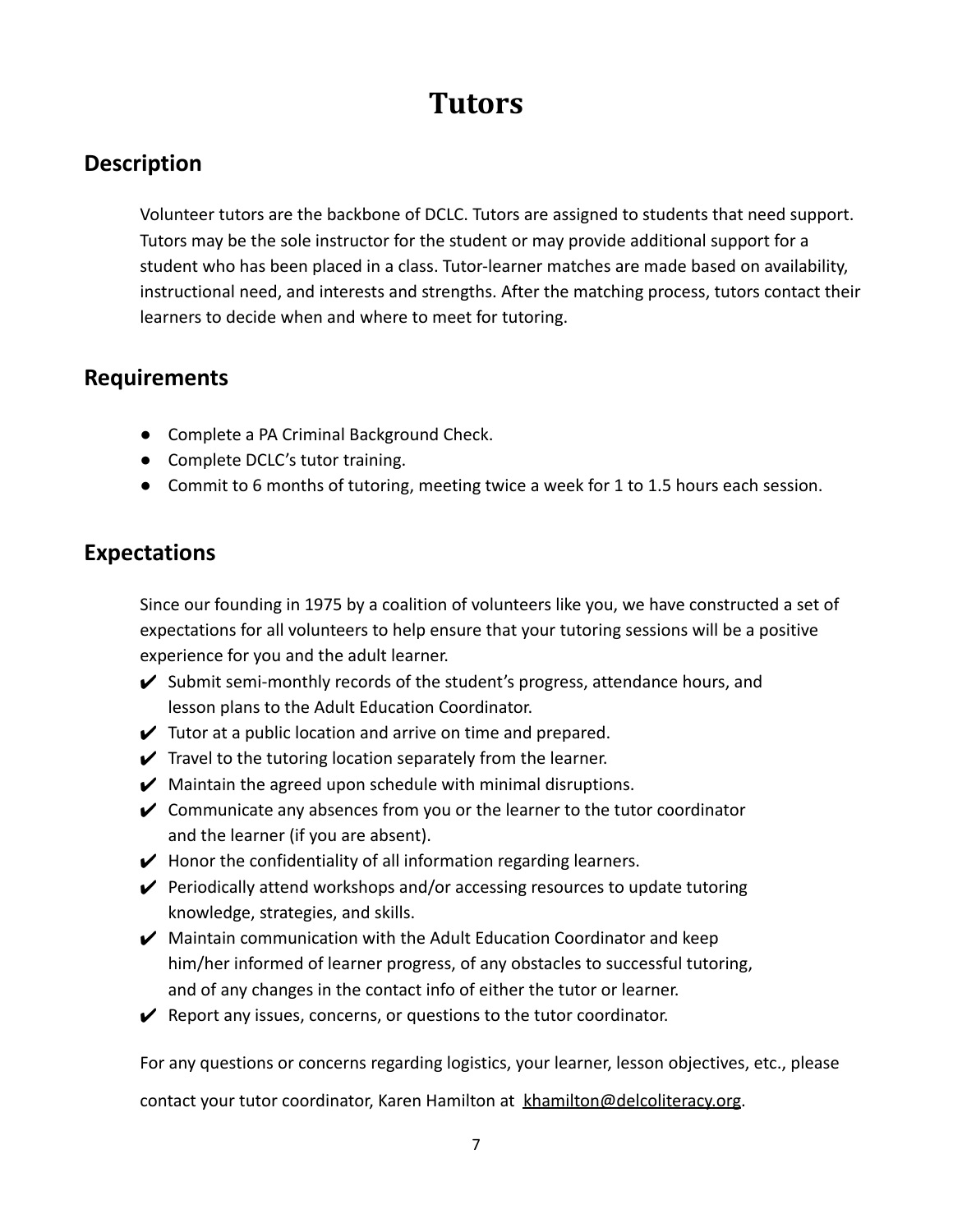# Tutors

## Description

Volunteer tutors are the backbone of DCLC. Tutors are assigned to students that need support. Tutors may be the sole instructor for the student or may provide additional support for a student who has been placed in a class. Tutor-learner matches are made based on availability, instructional need, and interests and strengths. After the matching process, tutors contact their learners to decide when and where to meet for tutoring.

## Requirements

- Complete a PA Criminal Background Check.
- Complete DCLC's tutor training.
- Commit to 6 months of tutoring, meeting twice a week for 1 to 1.5 hours each session.

## Expectations

Since our founding in 1975 by a coalition of volunteers like you, we have constructed a set of expectations for all volunteers to help ensure that your tutoring sessions will be a positive experience for you and the adult learner.

- ✔ Submit semi-monthly records of the student's progress, attendance hours, and lesson plans to the Adult Education Coordinator.
- ✔ Tutor at a public location and arrive on time and prepared.
- ✔ Travel to the tutoring location separately from the learner.
- ✔ Maintain the agreed upon schedule with minimal disruptions.
- ✔ Communicate any absences from you or the learner to the tutor coordinator and the learner (if you are absent).
- ✔ Honor the confidentiality of all information regarding learners.
- ✔ Periodically attend workshops and/or accessing resources to update tutoring knowledge, strategies, and skills.
- ✔ Maintain communication with the Adult Education Coordinator and keep him/her informed of learner progress, of any obstacles to successful tutoring, and of any changes in the contact info of either the tutor or learner.
- ✔ Report any issues, concerns, or questions to the tutor coordinator.

For any questions or concerns regarding logistics, your learner, lesson objectives, etc., please contact your tutor coordinator, Karen Hamilton at [khamilton@delcoliteracy.org](mailto:khamilton@delcoliteracy.org).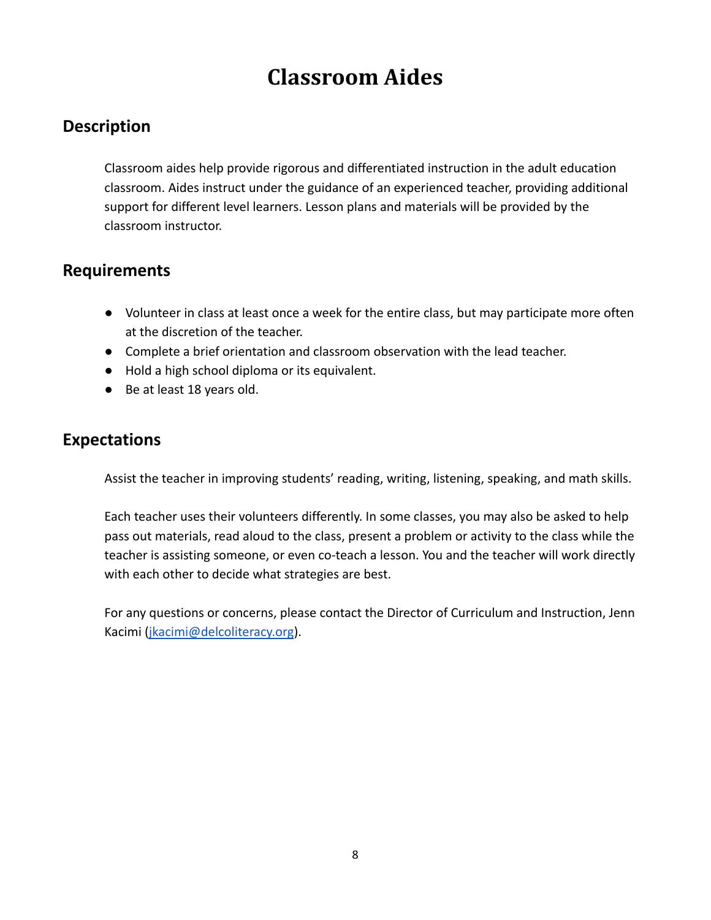# Classroom Aides

## Description

Classroom aides help provide rigorous and differentiated instruction in the adult education classroom. Aides instruct under the guidance of an experienced teacher, providing additional support for different level learners. Lesson plans and materials will be provided by the classroom instructor.

## Requirements

- Volunteer in class at least once a week for the entire class, but may participate more often at the discretion of the teacher.
- Complete a brief orientation and classroom observation with the lead teacher.
- Hold a high school diploma or its equivalent.
- Be at least 18 years old.

## Expectations

Assist the teacher in improving students' reading, writing, listening, speaking, and math skills.

Each teacher uses their volunteers differently. In some classes, you may also be asked to help pass out materials, read aloud to the class, present a problem or activity to the class while the teacher is assisting someone, or even co-teach a lesson. You and the teacher will work directly with each other to decide what strategies are best.

For any questions or concerns, please contact the Director of Curriculum and Instruction, Jenn Kacimi ([jkacimi@delcoliteracy.org](mailto:jkacimi@delcoliteracy.org)).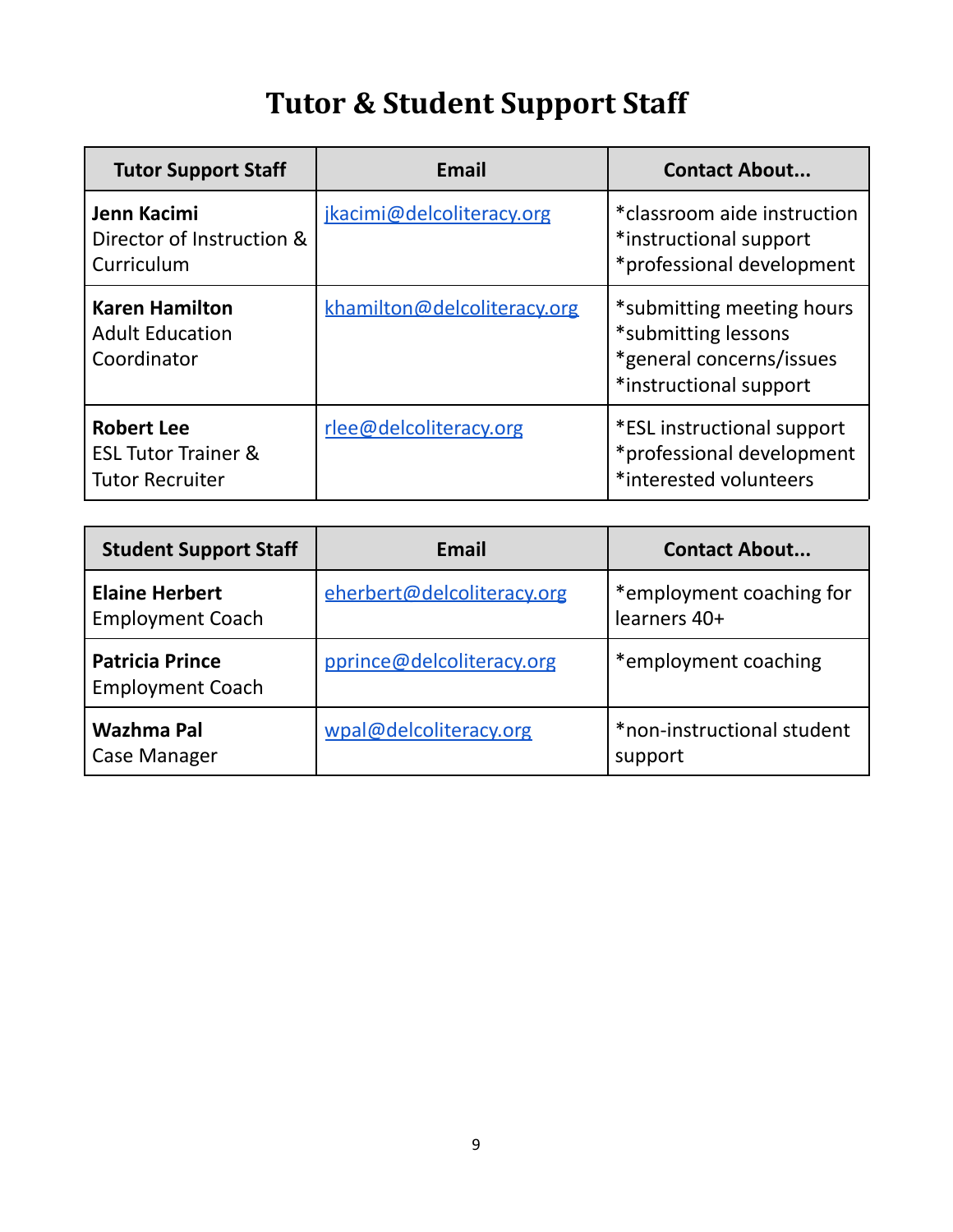# Tutor & Student Support Staff

| Tutor Support Staff | Email | Contact About... |
| --- | --- | --- |
| **Jenn Kacimi**<br>Director of Instruction & Curriculum | jkacimi@delcoliteracy.org | *classroom aide instruction<br>*instructional support<br>*professional development |
| **Karen Hamilton**<br>Adult Education Coordinator | khamilton@delcoliteracy.org | *submitting meeting hours<br>*submitting lessons<br>*general concerns/issues<br>*instructional support |
| **Robert Lee**<br>ESL Tutor Trainer & Tutor Recruiter | rlee@delcoliteracy.org | *ESL instructional support<br>*professional development<br>*interested volunteers |

| Student Support Staff | Email | Contact About... |
| --- | --- | --- |
| **Elaine Herbert**<br>Employment Coach | eherbert@delcoliteracy.org | *employment coaching for learners 40+ |
| **Patricia Prince**<br>Employment Coach | pprince@delcoliteracy.org | *employment coaching |
| **Wazhma Pal**<br>Case Manager | wpal@delcoliteracy.org | *non-instructional student support |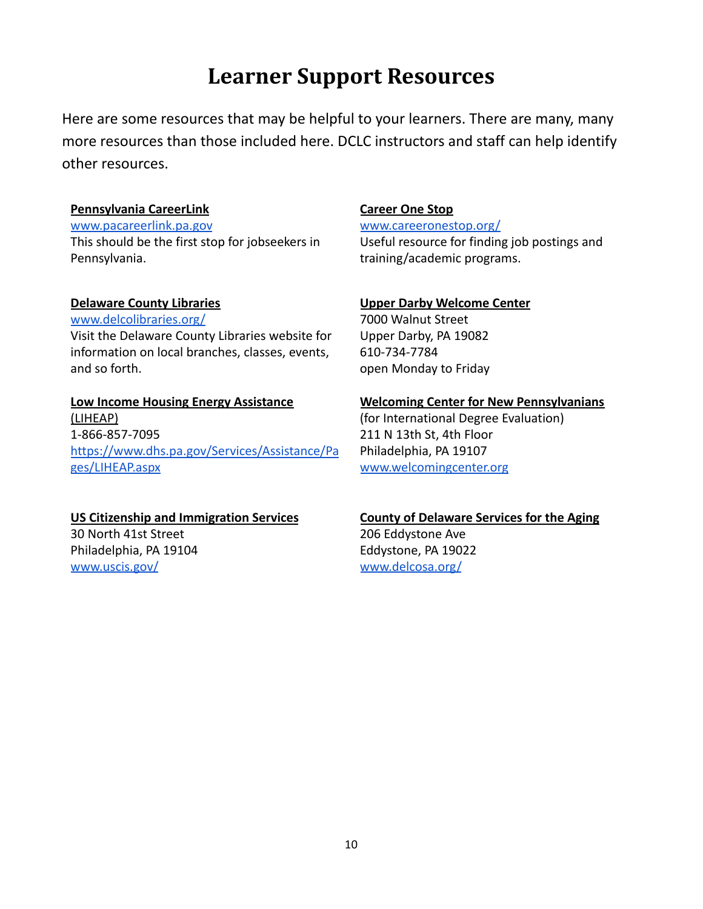# Learner Support Resources

Here are some resources that may be helpful to your learners. There are many, many more resources than those included here. DCLC instructors and staff can help identify other resources.

**Pennsylvania CareerLink**
www.pacareerlink.pa.gov
This should be the first stop for jobseekers in Pennsylvania.

**Career One Stop**
www.careeronestop.org/
Useful resource for finding job postings and training/academic programs.

**Delaware County Libraries**
www.delcolibraries.org/
Visit the Delaware County Libraries website for information on local branches, classes, events, and so forth.

**Upper Darby Welcome Center**
7000 Walnut Street
Upper Darby, PA 19082
610-734-7784
open Monday to Friday

**Low Income Housing Energy Assistance (LIHEAP)**
1-866-857-7095
https://www.dhs.pa.gov/Services/Assistance/Pages/LIHEAP.aspx

**Welcoming Center for New Pennsylvanians**
(for International Degree Evaluation)
211 N 13th St, 4th Floor
Philadelphia, PA 19107
www.welcomingcenter.org

**US Citizenship and Immigration Services**
30 North 41st Street
Philadelphia, PA 19104
www.uscis.gov/

**County of Delaware Services for the Aging**
206 Eddystone Ave
Eddystone, PA 19022
www.delcosa.org/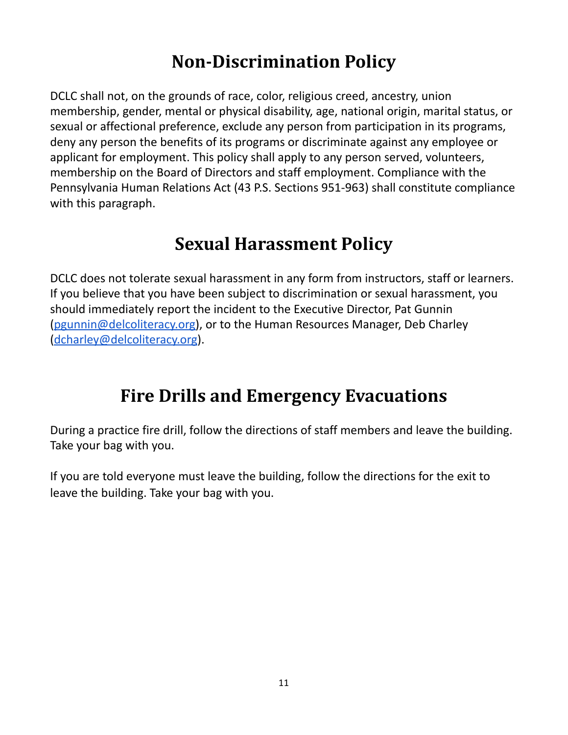# Non-Discrimination Policy

DCLC shall not, on the grounds of race, color, religious creed, ancestry, union membership, gender, mental or physical disability, age, national origin, marital status, or sexual or affectional preference, exclude any person from participation in its programs, deny any person the benefits of its programs or discriminate against any employee or applicant for employment. This policy shall apply to any person served, volunteers, membership on the Board of Directors and staff employment. Compliance with the Pennsylvania Human Relations Act (43 P.S. Sections 951-963) shall constitute compliance with this paragraph.

# Sexual Harassment Policy

DCLC does not tolerate sexual harassment in any form from instructors, staff or learners. If you believe that you have been subject to discrimination or sexual harassment, you should immediately report the incident to the Executive Director, Pat Gunnin (pgunnin@delcoliteracy.org), or to the Human Resources Manager, Deb Charley (dcharley@delcoliteracy.org).

# Fire Drills and Emergency Evacuations

During a practice fire drill, follow the directions of staff members and leave the building. Take your bag with you.

If you are told everyone must leave the building, follow the directions for the exit to leave the building. Take your bag with you.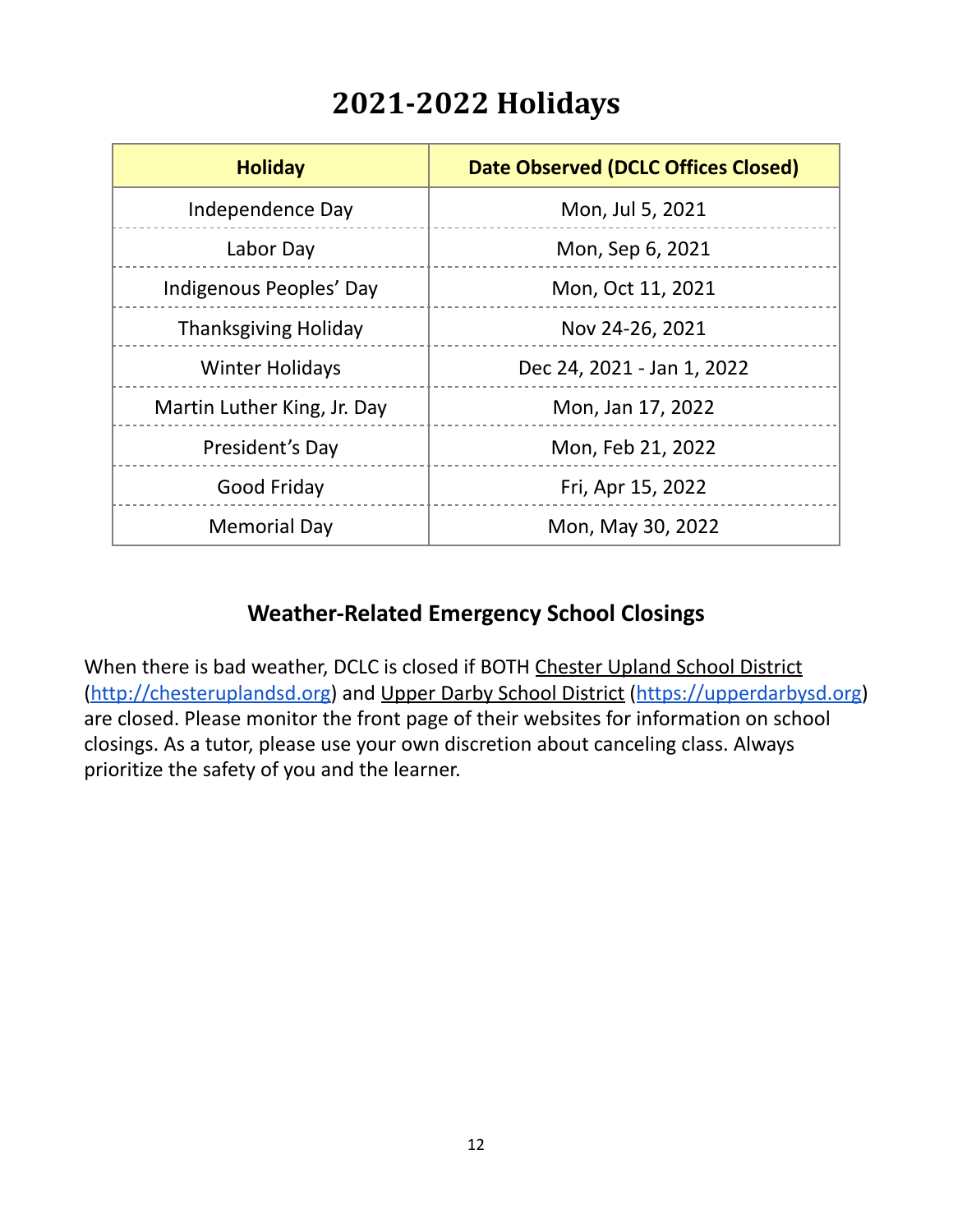# 2021-2022 Holidays

| Holiday | Date Observed (DCLC Offices Closed) |
|---|---|
| Independence Day | Mon, Jul 5, 2021 |
| Labor Day | Mon, Sep 6, 2021 |
| Indigenous Peoples' Day | Mon, Oct 11, 2021 |
| Thanksgiving Holiday | Nov 24-26, 2021 |
| Winter Holidays | Dec 24, 2021 - Jan 1, 2022 |
| Martin Luther King, Jr. Day | Mon, Jan 17, 2022 |
| President's Day | Mon, Feb 21, 2022 |
| Good Friday | Fri, Apr 15, 2022 |
| Memorial Day | Mon, May 30, 2022 |

## Weather-Related Emergency School Closings

When there is bad weather, DCLC is closed if BOTH Chester Upland School District (http://chesteruplandsd.org) and Upper Darby School District (https://upperdarbysd.org) are closed. Please monitor the front page of their websites for information on school closings. As a tutor, please use your own discretion about canceling class. Always prioritize the safety of you and the learner.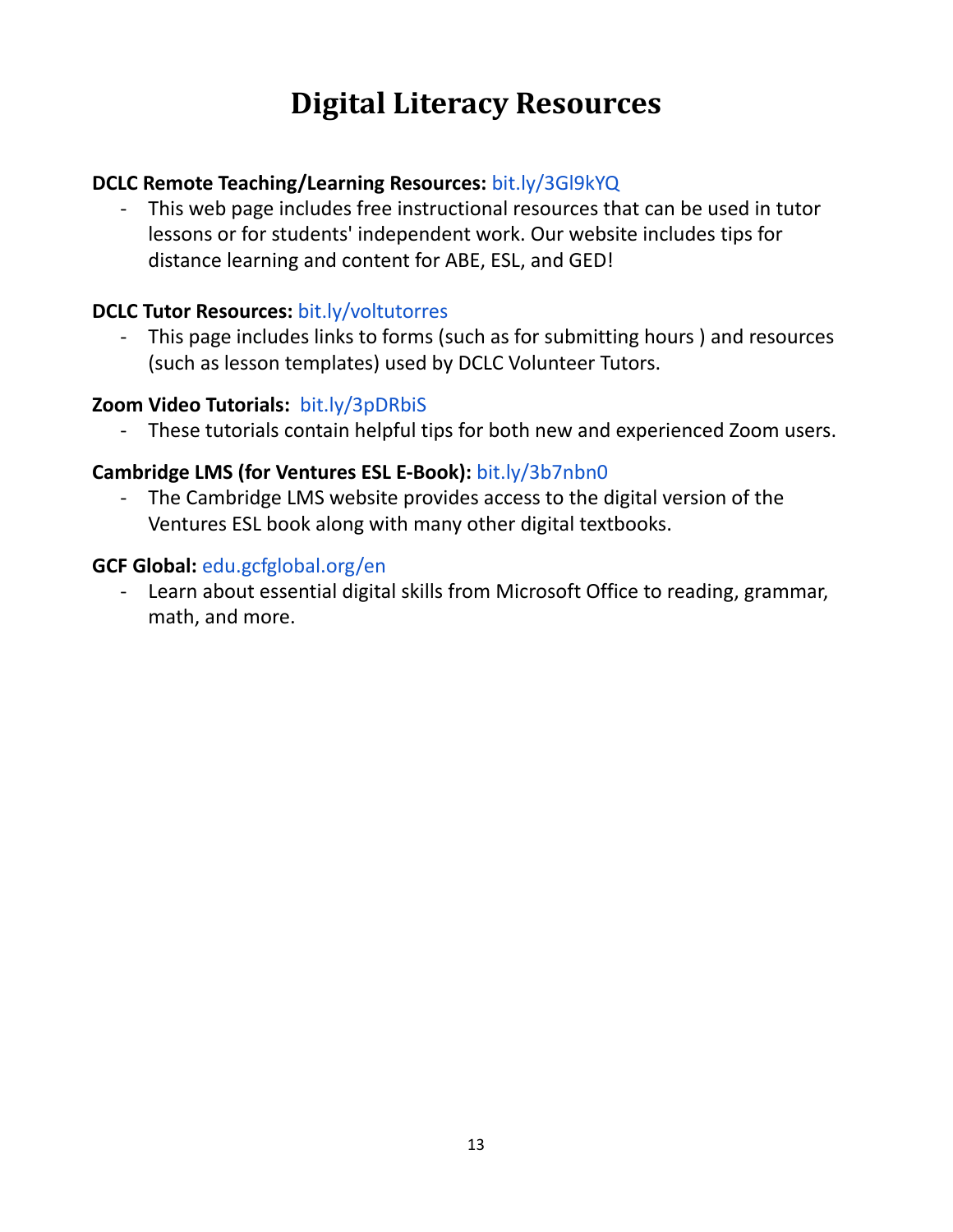# Digital Literacy Resources

**DCLC Remote Teaching/Learning Resources:** bit.ly/3Gl9kYQ

- This web page includes free instructional resources that can be used in tutor lessons or for students' independent work. Our website includes tips for distance learning and content for ABE, ESL, and GED!

**DCLC Tutor Resources:** bit.ly/voltutorres

- This page includes links to forms (such as for submitting hours ) and resources (such as lesson templates) used by DCLC Volunteer Tutors.

**Zoom Video Tutorials:** bit.ly/3pDRbiS

- These tutorials contain helpful tips for both new and experienced Zoom users.

**Cambridge LMS (for Ventures ESL E-Book):** bit.ly/3b7nbn0

- The Cambridge LMS website provides access to the digital version of the Ventures ESL book along with many other digital textbooks.

**GCF Global:** edu.gcfglobal.org/en

- Learn about essential digital skills from Microsoft Office to reading, grammar, math, and more.